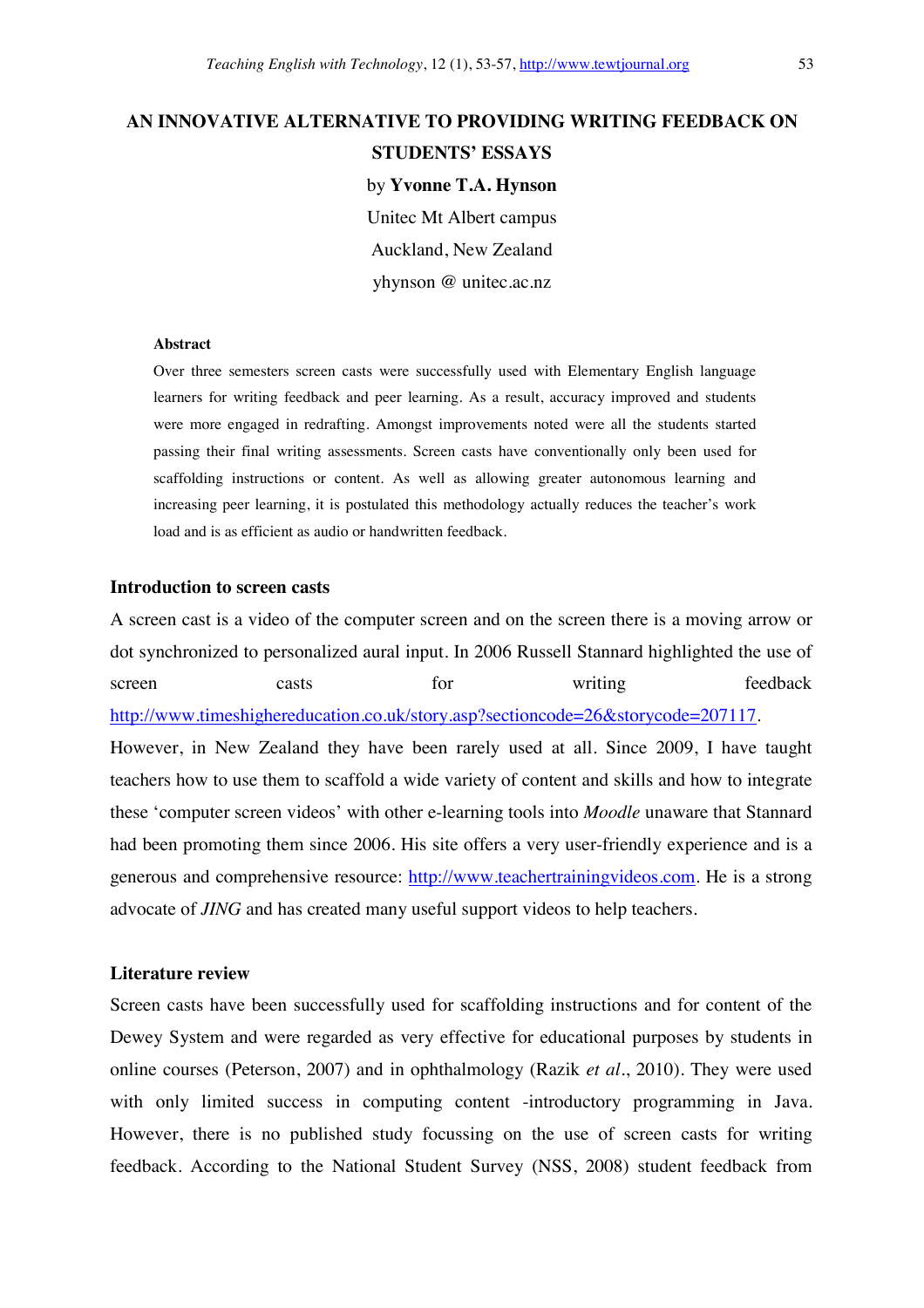# AN INNOVATIVE ALTERNATIVE TO PROVIDING WRITING FEEDBACK ON STUDENTS' ESSAYS

by **Yvonne T.A. Hynson**

Unitec Mt Albert campus

Auckland, New Zealand

yhynson @ unitec.ac.nz

**Abstract**

Over three semesters screen casts were successfully used with Elementary English language learners for writing feedback and peer learning. As a result, accuracy improved and students were more engaged in redrafting. Amongst improvements noted were all the students started passing their final writing assessments. Screen casts have conventionally only been used for scaffolding instructions or content. As well as allowing greater autonomous learning and increasing peer learning, it is postulated this methodology actually reduces the teacher's work load and is as efficient as audio or handwritten feedback.

## Introduction to screen casts

A screen cast is a video of the computer screen and on the screen there is a moving arrow or dot synchronized to personalized aural input. In 2006 Russell Stannard highlighted the use of screen casts for writing feedback http://www.timeshighereducation.co.uk/story.asp?sectioncode=26&storycode=207117. However, in New Zealand they have been rarely used at all. Since 2009, I have taught teachers how to use them to scaffold a wide variety of content and skills and how to integrate these 'computer screen videos' with other e-learning tools into *Moodle* unaware that Stannard had been promoting them since 2006. His site offers a very user-friendly experience and is a generous and comprehensive resource: http://www.teachertrainingvideos.com. He is a strong advocate of *JING* and has created many useful support videos to help teachers.

## Literature review

Screen casts have been successfully used for scaffolding instructions and for content of the Dewey System and were regarded as very effective for educational purposes by students in online courses (Peterson, 2007) and in ophthalmology (Razik *et al*., 2010). They were used with only limited success in computing content -introductory programming in Java. However, there is no published study focussing on the use of screen casts for writing feedback. According to the National Student Survey (NSS, 2008) student feedback from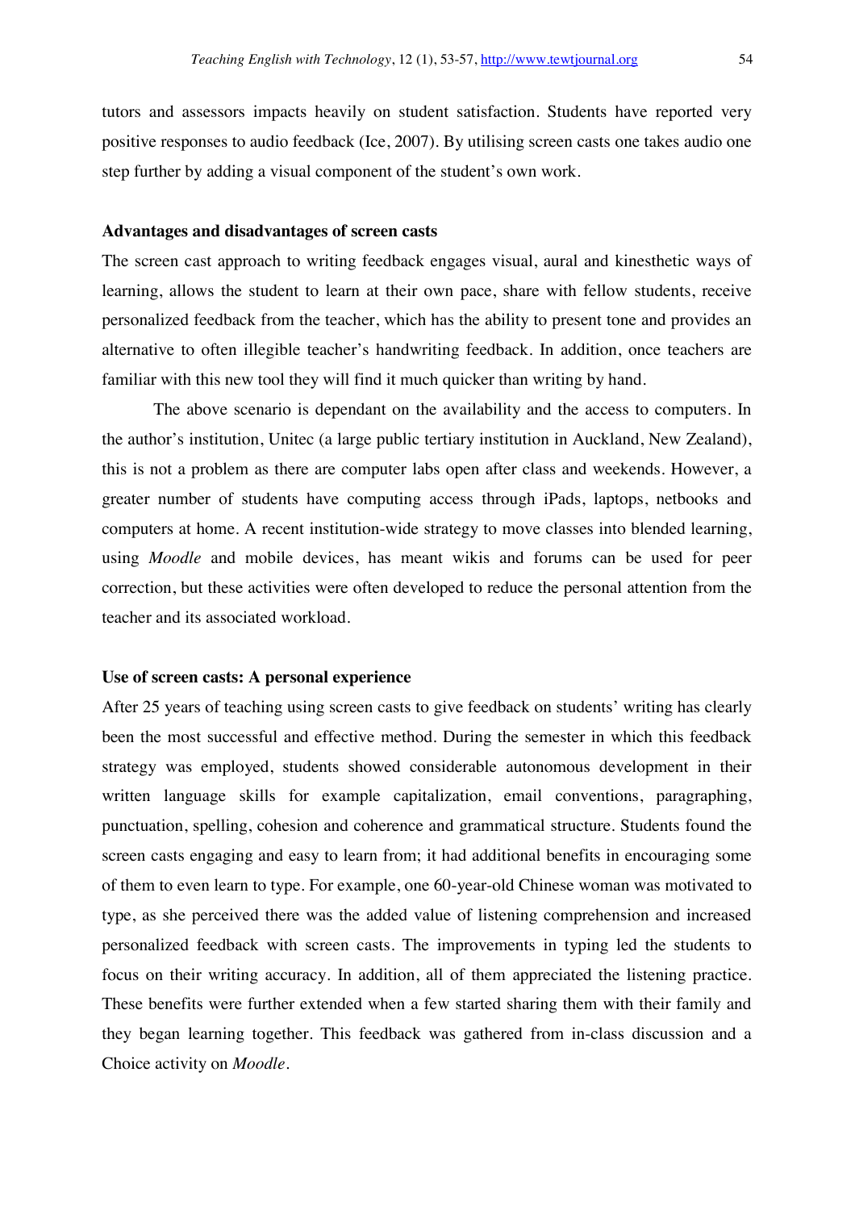tutors and assessors impacts heavily on student satisfaction. Students have reported very positive responses to audio feedback (Ice, 2007). By utilising screen casts one takes audio one step further by adding a visual component of the student's own work.

### Advantages and disadvantages of screen casts

The screen cast approach to writing feedback engages visual, aural and kinesthetic ways of learning, allows the student to learn at their own pace, share with fellow students, receive personalized feedback from the teacher, which has the ability to present tone and provides an alternative to often illegible teacher's handwriting feedback. In addition, once teachers are familiar with this new tool they will find it much quicker than writing by hand.

The above scenario is dependant on the availability and the access to computers. In the author's institution, Unitec (a large public tertiary institution in Auckland, New Zealand), this is not a problem as there are computer labs open after class and weekends. However, a greater number of students have computing access through iPads, laptops, netbooks and computers at home. A recent institution-wide strategy to move classes into blended learning, using *Moodle* and mobile devices, has meant wikis and forums can be used for peer correction, but these activities were often developed to reduce the personal attention from the teacher and its associated workload.

### Use of screen casts: A personal experience

After 25 years of teaching using screen casts to give feedback on students' writing has clearly been the most successful and effective method. During the semester in which this feedback strategy was employed, students showed considerable autonomous development in their written language skills for example capitalization, email conventions, paragraphing, punctuation, spelling, cohesion and coherence and grammatical structure. Students found the screen casts engaging and easy to learn from; it had additional benefits in encouraging some of them to even learn to type. For example, one 60-year-old Chinese woman was motivated to type, as she perceived there was the added value of listening comprehension and increased personalized feedback with screen casts. The improvements in typing led the students to focus on their writing accuracy. In addition, all of them appreciated the listening practice. These benefits were further extended when a few started sharing them with their family and they began learning together. This feedback was gathered from in-class discussion and a Choice activity on *Moodle*.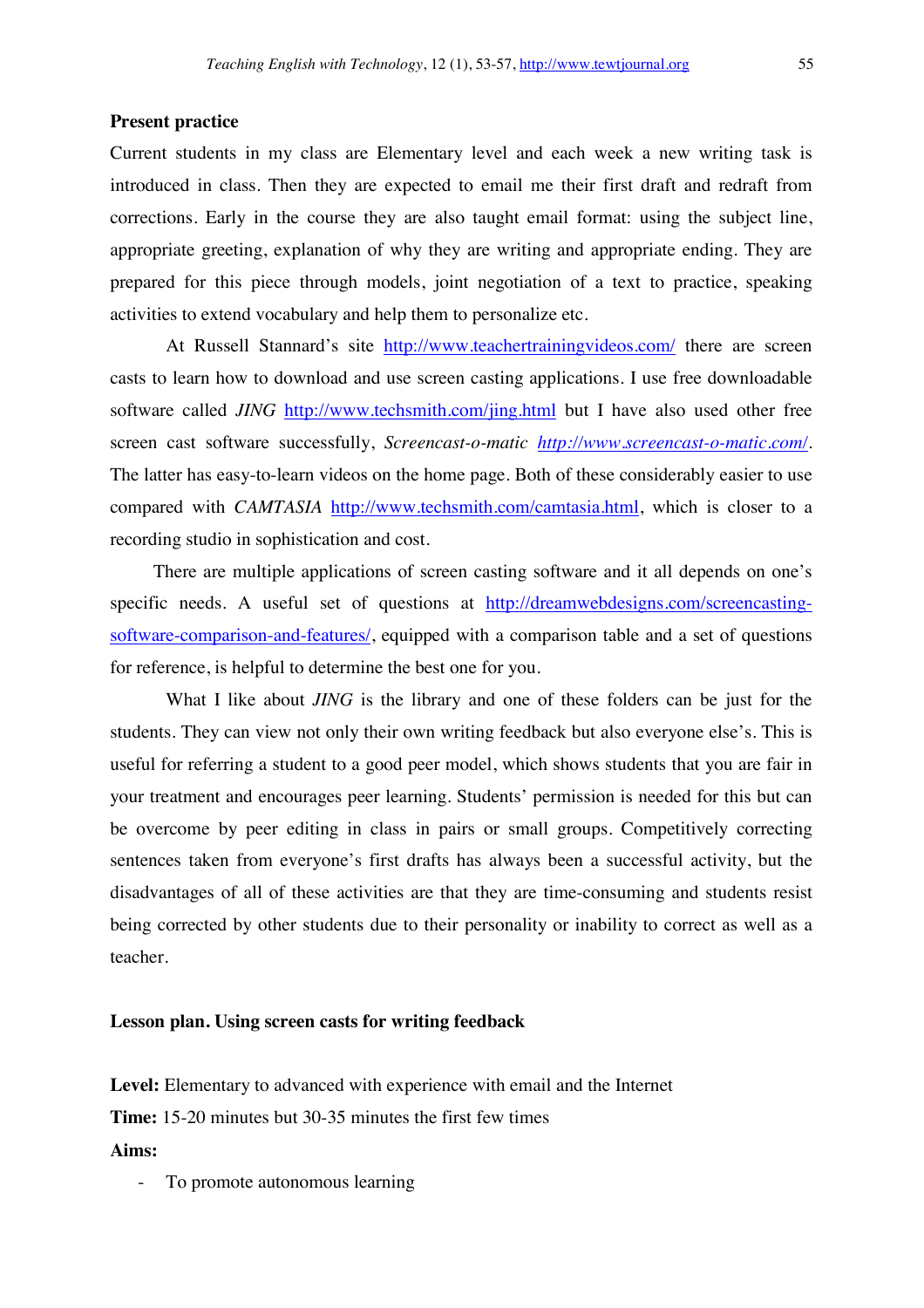**Present practice**

Current students in my class are Elementary level and each week a new writing task is introduced in class. Then they are expected to email me their first draft and redraft from corrections. Early in the course they are also taught email format: using the subject line, appropriate greeting, explanation of why they are writing and appropriate ending. They are prepared for this piece through models, joint negotiation of a text to practice, speaking activities to extend vocabulary and help them to personalize etc.

At Russell Stannard's site http://www.teachertrainingvideos.com/ there are screen casts to learn how to download and use screen casting applications. I use free downloadable software called *JING* http://www.techsmith.com/jing.html but I have also used other free screen cast software successfully, *Screencast-o-matic* *http://www.screencast-o-matic.com/*. The latter has easy-to-learn videos on the home page. Both of these considerably easier to use compared with *CAMTASIA* http://www.techsmith.com/camtasia.html, which is closer to a recording studio in sophistication and cost.

There are multiple applications of screen casting software and it all depends on one's specific needs. A useful set of questions at http://dreamwebdesigns.com/screencasting-software-comparison-and-features/, equipped with a comparison table and a set of questions for reference, is helpful to determine the best one for you.

What I like about *JING* is the library and one of these folders can be just for the students. They can view not only their own writing feedback but also everyone else's. This is useful for referring a student to a good peer model, which shows students that you are fair in your treatment and encourages peer learning. Students' permission is needed for this but can be overcome by peer editing in class in pairs or small groups. Competitively correcting sentences taken from everyone's first drafts has always been a successful activity, but the disadvantages of all of these activities are that they are time-consuming and students resist being corrected by other students due to their personality or inability to correct as well as a teacher.

**Lesson plan. Using screen casts for writing feedback**

**Level:** Elementary to advanced with experience with email and the Internet

**Time:** 15-20 minutes but 30-35 minutes the first few times

**Aims:**

- To promote autonomous learning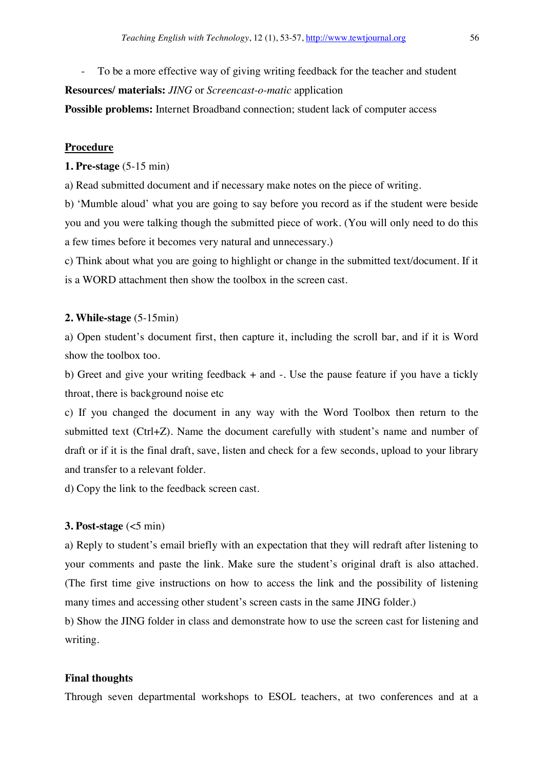- To be a more effective way of giving writing feedback for the teacher and student

**Resources/ materials:** *JING* or *Screencast-o-matic* application

**Possible problems:** Internet Broadband connection; student lack of computer access

**Procedure**

**1. Pre-stage** (5-15 min)

a) Read submitted document and if necessary make notes on the piece of writing.

b) 'Mumble aloud' what you are going to say before you record as if the student were beside you and you were talking though the submitted piece of work. (You will only need to do this a few times before it becomes very natural and unnecessary.)

c) Think about what you are going to highlight or change in the submitted text/document. If it is a WORD attachment then show the toolbox in the screen cast.

**2. While-stage** (5-15min)

a) Open student's document first, then capture it, including the scroll bar, and if it is Word show the toolbox too.

b) Greet and give your writing feedback + and -. Use the pause feature if you have a tickly throat, there is background noise etc

c) If you changed the document in any way with the Word Toolbox then return to the submitted text (Ctrl+Z). Name the document carefully with student's name and number of draft or if it is the final draft, save, listen and check for a few seconds, upload to your library and transfer to a relevant folder.

d) Copy the link to the feedback screen cast.

**3. Post-stage** (<5 min)

a) Reply to student's email briefly with an expectation that they will redraft after listening to your comments and paste the link. Make sure the student's original draft is also attached. (The first time give instructions on how to access the link and the possibility of listening many times and accessing other student's screen casts in the same JING folder.)

b) Show the JING folder in class and demonstrate how to use the screen cast for listening and writing.

**Final thoughts**

Through seven departmental workshops to ESOL teachers, at two conferences and at a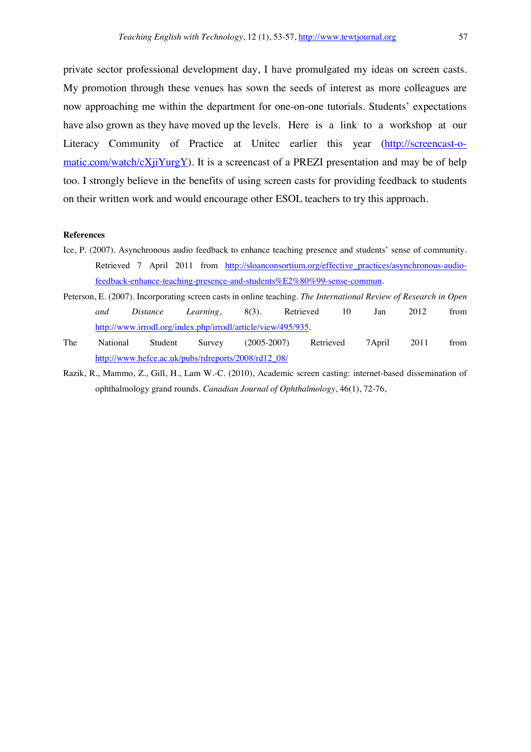private sector professional development day, I have promulgated my ideas on screen casts. My promotion through these venues has sown the seeds of interest as more colleagues are now approaching me within the department for one-on-one tutorials. Students' expectations have also grown as they have moved up the levels. Here is a link to a workshop at our Literacy Community of Practice at Unitec earlier this year (http://screencast-o-matic.com/watch/cXjiYurgY). It is a screencast of a PREZI presentation and may be of help too. I strongly believe in the benefits of using screen casts for providing feedback to students on their written work and would encourage other ESOL teachers to try this approach.

**References**

Ice, P. (2007). Asynchronous audio feedback to enhance teaching presence and students' sense of community. Retrieved 7 April 2011 from http://sloanconsortium.org/effective_practices/asynchronous-audio-feedback-enhance-teaching-presence-and-students%E2%80%99-sense-commun.

Peterson, E. (2007). Incorporating screen casts in online teaching. *The International Review of Research in Open and Distance Learning*, 8(3). Retrieved 10 Jan 2012 from http://www.irrodl.org/index.php/irrodl/article/view/495/935.

The National Student Survey (2005-2007) Retrieved 7April 2011 from http://www.hefce.ac.uk/pubs/rdreports/2008/rd12_08/

Razik, R., Mammo, Z., Gill, H., Lam W.-C. (2010), Academic screen casting: internet-based dissemination of ophthalmology grand rounds. *Canadian Journal of Ophthalmology*, 46(1), 72-76,